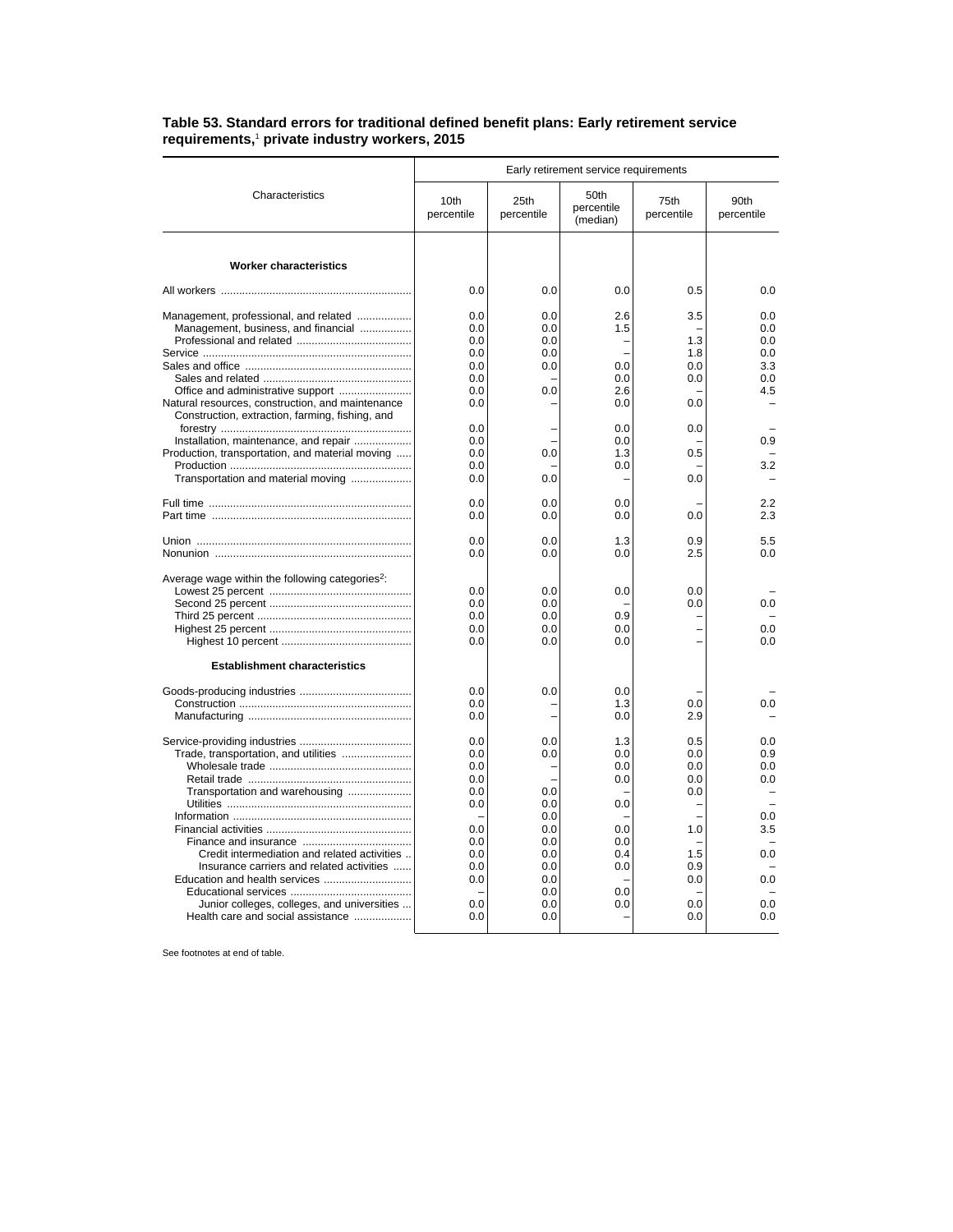**Table 53. Standard errors for traditional defined benefit plans: Early retirement service requirements,[1] private industry workers, 2015**

| Characteristics | Early retirement service requirements | | | | |
|---|---|---|---|---|---|
| | 10th percentile | 25th percentile | 50th percentile (median) | 75th percentile | 90th percentile |
| **Worker characteristics** | | | | | |
| All workers | 0.0 | 0.0 | 0.0 | 0.5 | 0.0 |
| Management, professional, and related | 0.0 | 0.0 | 2.6 | 3.5 | 0.0 |
| Management, business, and financial | 0.0 | 0.0 | 1.5 | – | 0.0 |
| Professional and related | 0.0 | 0.0 | – | 1.3 | 0.0 |
| Service | 0.0 | 0.0 | – | 1.8 | 0.0 |
| Sales and office | 0.0 | 0.0 | 0.0 | 0.0 | 3.3 |
| Sales and related | 0.0 | – | 0.0 | 0.0 | 0.0 |
| Office and administrative support | 0.0 | 0.0 | 2.6 | – | 4.5 |
| Natural resources, construction, and maintenance | 0.0 | – | 0.0 | 0.0 | – |
| Construction, extraction, farming, fishing, and forestry | 0.0 | – | 0.0 | 0.0 | – |
| Installation, maintenance, and repair | 0.0 | – | 0.0 | – | 0.9 |
| Production, transportation, and material moving | 0.0 | 0.0 | 1.3 | 0.5 | – |
| Production | 0.0 | – | 0.0 | – | 3.2 |
| Transportation and material moving | 0.0 | 0.0 | – | 0.0 | – |
| Full time | 0.0 | 0.0 | 0.0 | – | 2.2 |
| Part time | 0.0 | 0.0 | 0.0 | 0.0 | 2.3 |
| Union | 0.0 | 0.0 | 1.3 | 0.9 | 5.5 |
| Nonunion | 0.0 | 0.0 | 0.0 | 2.5 | 0.0 |
| Average wage within the following categories[2]: | | | | | |
| Lowest 25 percent | 0.0 | 0.0 | 0.0 | 0.0 | – |
| Second 25 percent | 0.0 | 0.0 | – | 0.0 | 0.0 |
| Third 25 percent | 0.0 | 0.0 | 0.9 | – | – |
| Highest 25 percent | 0.0 | 0.0 | 0.0 | – | 0.0 |
| Highest 10 percent | 0.0 | 0.0 | 0.0 | – | 0.0 |
| **Establishment characteristics** | | | | | |
| Goods-producing industries | 0.0 | 0.0 | 0.0 | – | – |
| Construction | 0.0 | – | 1.3 | 0.0 | 0.0 |
| Manufacturing | 0.0 | – | 0.0 | 2.9 | – |
| Service-providing industries | 0.0 | 0.0 | 1.3 | 0.5 | 0.0 |
| Trade, transportation, and utilities | 0.0 | 0.0 | 0.0 | 0.0 | 0.9 |
| Wholesale trade | 0.0 | – | 0.0 | 0.0 | 0.0 |
| Retail trade | 0.0 | – | 0.0 | 0.0 | 0.0 |
| Transportation and warehousing | 0.0 | 0.0 | – | 0.0 | – |
| Utilities | 0.0 | 0.0 | 0.0 | – | – |
| Information | – | 0.0 | – | – | 0.0 |
| Financial activities | 0.0 | 0.0 | 0.0 | 1.0 | 3.5 |
| Finance and insurance | 0.0 | 0.0 | 0.0 | – | – |
| Credit intermediation and related activities | 0.0 | 0.0 | 0.4 | 1.5 | 0.0 |
| Insurance carriers and related activities | 0.0 | 0.0 | 0.0 | 0.9 | – |
| Education and health services | 0.0 | 0.0 | – | 0.0 | 0.0 |
| Educational services | – | 0.0 | 0.0 | – | – |
| Junior colleges, colleges, and universities | 0.0 | 0.0 | 0.0 | 0.0 | 0.0 |
| Health care and social assistance | 0.0 | 0.0 | – | 0.0 | 0.0 |

See footnotes at end of table.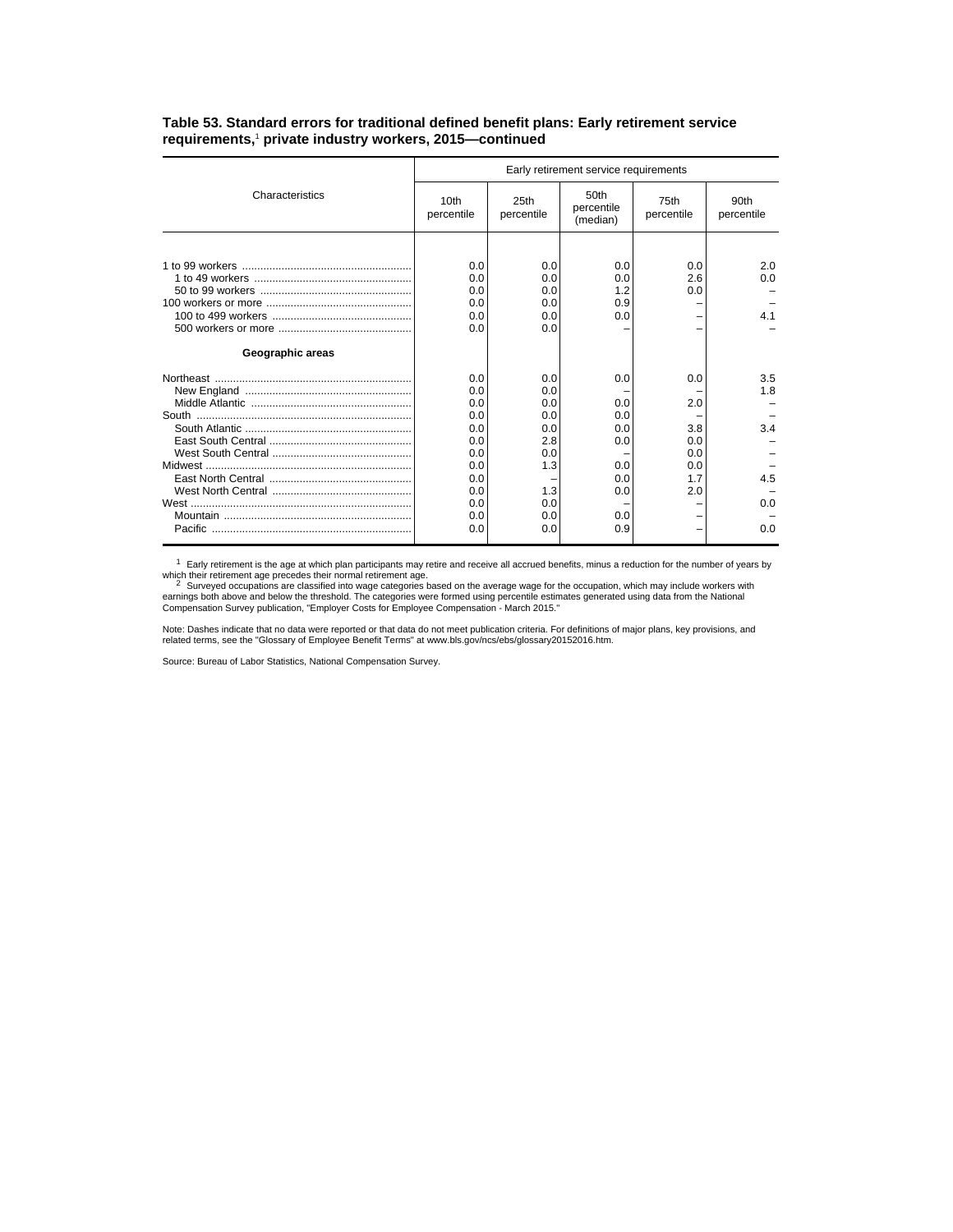**Table 53. Standard errors for traditional defined benefit plans: Early retirement service requirements,[1] private industry workers, 2015—continued**

| Characteristics | Early retirement service requirements | | | | |
|---|---|---|---|---|---|
| | 10th percentile | 25th percentile | 50th percentile (median) | 75th percentile | 90th percentile |
| 1 to 99 workers | 0.0 | 0.0 | 0.0 | 0.0 | 2.0 |
| 1 to 49 workers | 0.0 | 0.0 | 0.0 | 2.6 | 0.0 |
| 50 to 99 workers | 0.0 | 0.0 | 1.2 | 0.0 | – |
| 100 workers or more | 0.0 | 0.0 | 0.9 | – | – |
| 100 to 499 workers | 0.0 | 0.0 | 0.0 | – | 4.1 |
| 500 workers or more | 0.0 | 0.0 | – | – | – |
| **Geographic areas** | | | | | |
| Northeast | 0.0 | 0.0 | 0.0 | 0.0 | 3.5 |
| New England | 0.0 | 0.0 | – | – | 1.8 |
| Middle Atlantic | 0.0 | 0.0 | 0.0 | 2.0 | – |
| South | 0.0 | 0.0 | 0.0 | – | – |
| South Atlantic | 0.0 | 0.0 | 0.0 | 3.8 | 3.4 |
| East South Central | 0.0 | 2.8 | 0.0 | 0.0 | – |
| West South Central | 0.0 | 0.0 | – | 0.0 | – |
| Midwest | 0.0 | 1.3 | 0.0 | 0.0 | – |
| East North Central | 0.0 | – | 0.0 | 1.7 | 4.5 |
| West North Central | 0.0 | 1.3 | 0.0 | 2.0 | – |
| West | 0.0 | 0.0 | – | – | 0.0 |
| Mountain | 0.0 | 0.0 | 0.0 | – | – |
| Pacific | 0.0 | 0.0 | 0.9 | – | 0.0 |

[1] Early retirement is the age at which plan participants may retire and receive all accrued benefits, minus a reduction for the number of years by which their retirement age precedes their normal retirement age.

[2] Surveyed occupations are classified into wage categories based on the average wage for the occupation, which may include workers with earnings both above and below the threshold. The categories were formed using percentile estimates generated using data from the National Compensation Survey publication, "Employer Costs for Employee Compensation - March 2015."

Note: Dashes indicate that no data were reported or that data do not meet publication criteria. For definitions of major plans, key provisions, and related terms, see the "Glossary of Employee Benefit Terms" at www.bls.gov/ncs/ebs/glossary20152016.htm.

Source: Bureau of Labor Statistics, National Compensation Survey.